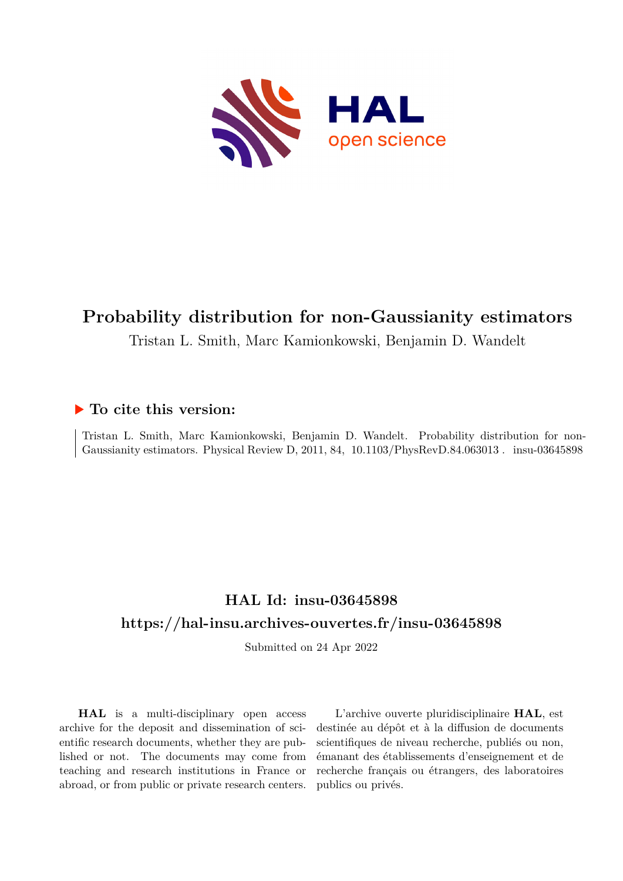# Probability distribution for non-Gaussianity estimators

Tristan L. Smith, Marc Kamionkowski, Benjamin D. Wandelt

## ▶ To cite this version:

Tristan L. Smith, Marc Kamionkowski, Benjamin D. Wandelt. Probability distribution for non-Gaussianity estimators. Physical Review D, 2011, 84, 10.1103/PhysRevD.84.063013 . insu-03645898

## HAL Id: insu-03645898

## https://hal-insu.archives-ouvertes.fr/insu-03645898

Submitted on 24 Apr 2022

**HAL** is a multi-disciplinary open access archive for the deposit and dissemination of scientific research documents, whether they are published or not. The documents may come from teaching and research institutions in France or abroad, or from public or private research centers.

L'archive ouverte pluridisciplinaire **HAL**, est destinée au dépôt et à la diffusion de documents scientifiques de niveau recherche, publiés ou non, émanant des établissements d'enseignement et de recherche français ou étrangers, des laboratoires publics ou privés.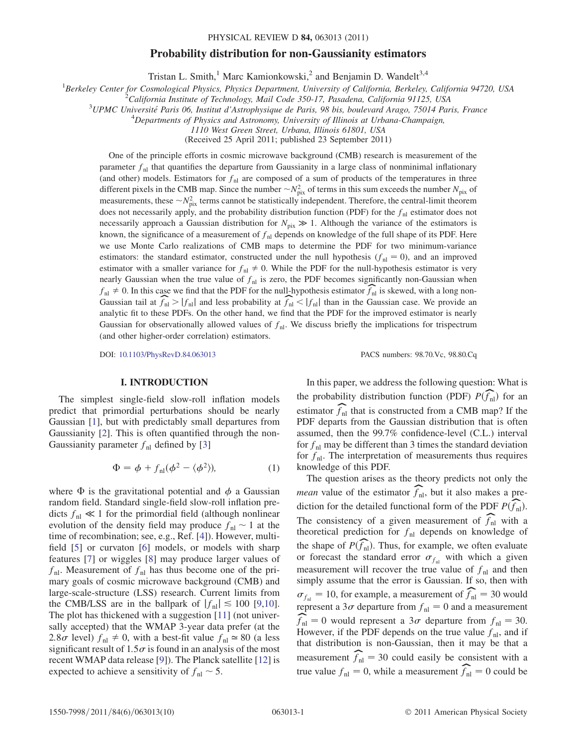# Probability distribution for non-Gaussianity estimators

Tristan L. Smith,[1] Marc Kamionkowski,[2] and Benjamin D. Wandelt[3,4]

[1]Berkeley Center for Cosmological Physics, Physics Department, University of California, Berkeley, California 94720, USA

[2]California Institute of Technology, Mail Code 350-17, Pasadena, California 91125, USA

[3]UPMC Université Paris 06, Institut d'Astrophysique de Paris, 98 bis, boulevard Arago, 75014 Paris, France

[4]Departments of Physics and Astronomy, University of Illinois at Urbana-Champaign, 1110 West Green Street, Urbana, Illinois 61801, USA

(Received 25 April 2011; published 23 September 2011)

One of the principle efforts in cosmic microwave background (CMB) research is measurement of the parameter $f_{\rm nl}$ that quantifies the departure from Gaussianity in a large class of nonminimal inflationary (and other) models. Estimators for $f_{\rm nl}$ are composed of a sum of products of the temperatures in three different pixels in the CMB map. Since the number $\sim N_{\rm pix}^2$ of terms in this sum exceeds the number $N_{\rm pix}$ of measurements, these $\sim N_{\rm pix}^2$ terms cannot be statistically independent. Therefore, the central-limit theorem does not necessarily apply, and the probability distribution function (PDF) for the $f_{\rm nl}$ estimator does not necessarily approach a Gaussian distribution for $N_{\rm pix} \gg 1$. Although the variance of the estimators is known, the significance of a measurement of $f_{\rm nl}$ depends on knowledge of the full shape of its PDF. Here we use Monte Carlo realizations of CMB maps to determine the PDF for two minimum-variance estimators: the standard estimator, constructed under the null hypothesis ($f_{\rm nl} = 0$), and an improved estimator with a smaller variance for $f_{\rm nl} \neq 0$. While the PDF for the null-hypothesis estimator is very nearly Gaussian when the true value of $f_{\rm nl}$ is zero, the PDF becomes significantly non-Gaussian when $f_{\rm nl} \neq 0$. In this case we find that the PDF for the null-hypothesis estimator $\widehat{f_{\rm nl}}$ is skewed, with a long non-Gaussian tail at $\widehat{f_{\rm nl}} > |f_{\rm nl}|$ and less probability at $\widehat{f_{\rm nl}} < |f_{\rm nl}|$ than in the Gaussian case. We provide an analytic fit to these PDFs. On the other hand, we find that the PDF for the improved estimator is nearly Gaussian for observationally allowed values of $f_{\rm nl}$. We discuss briefly the implications for trispectrum (and other higher-order correlation) estimators.

DOI: 10.1103/PhysRevD.84.063013 PACS numbers: 98.70.Vc, 98.80.Cq

## I. INTRODUCTION

The simplest single-field slow-roll inflation models predict that primordial perturbations should be nearly Gaussian [1], but with predictably small departures from Gaussianity [2]. This is often quantified through the non-Gaussianity parameter $f_{\rm nl}$ defined by [3]

$$\Phi = \phi + f_{\rm nl}(\phi^2 - \langle \phi^2 \rangle), \tag{1}$$

where $\Phi$ is the gravitational potential and $\phi$ a Gaussian random field. Standard single-field slow-roll inflation predicts $f_{\rm nl} \ll 1$ for the primordial field (although nonlinear evolution of the density field may produce $f_{\rm nl} \sim 1$ at the time of recombination; see, e.g., Ref. [4]). However, multi-field [5] or curvaton [6] models, or models with sharp features [7] or wiggles [8] may produce larger values of $f_{\rm nl}$. Measurement of $f_{\rm nl}$ has thus become one of the primary goals of cosmic microwave background (CMB) and large-scale-structure (LSS) research. Current limits from the CMB/LSS are in the ballpark of $|f_{\rm nl}| \lesssim 100$ [9,10]. The plot has thickened with a suggestion [11] (not universally accepted) that the WMAP 3-year data prefer (at the 2.8$\sigma$ level) $f_{\rm nl} \neq 0$, with a best-fit value $f_{\rm nl} \simeq 80$ (a less significant result of 1.5$\sigma$ is found in an analysis of the most recent WMAP data release [9]). The Planck satellite [12] is expected to achieve a sensitivity of $f_{\rm nl} \sim 5$.

In this paper, we address the following question: What is the probability distribution function (PDF) $P(\widehat{f_{\rm nl}})$ for an estimator $\widehat{f_{\rm nl}}$ that is constructed from a CMB map? If the PDF departs from the Gaussian distribution that is often assumed, then the 99.7% confidence-level (C.L.) interval for $f_{\rm nl}$ may be different than 3 times the standard deviation for $f_{\rm nl}$. The interpretation of measurements thus requires knowledge of this PDF.

The question arises as the theory predicts not only the *mean* value of the estimator $\widehat{f_{\rm nl}}$, but it also makes a prediction for the detailed functional form of the PDF $P(\widehat{f_{\rm nl}})$. The consistency of a given measurement of $\widehat{f_{\rm nl}}$ with a theoretical prediction for $f_{\rm nl}$ depends on knowledge of the shape of $P(\widehat{f_{\rm nl}})$. Thus, for example, we often evaluate or forecast the standard error $\sigma_{f_{\rm nl}}$ with which a given measurement will recover the true value of $f_{\rm nl}$ and then simply assume that the error is Gaussian. If so, then with $\sigma_{f_{\rm nl}} = 10$, for example, a measurement of $\widehat{f_{\rm nl}} = 30$ would represent a 3$\sigma$ departure from $f_{\rm nl} = 0$ and a measurement $\widehat{f_{\rm nl}} = 0$ would represent a 3$\sigma$ departure from $f_{\rm nl} = 30$. However, if the PDF depends on the true value $f_{\rm nl}$, and if that distribution is non-Gaussian, then it may be that a measurement $\widehat{f_{\rm nl}} = 30$ could easily be consistent with a true value $f_{\rm nl} = 0$, while a measurement $\widehat{f_{\rm nl}} = 0$ could be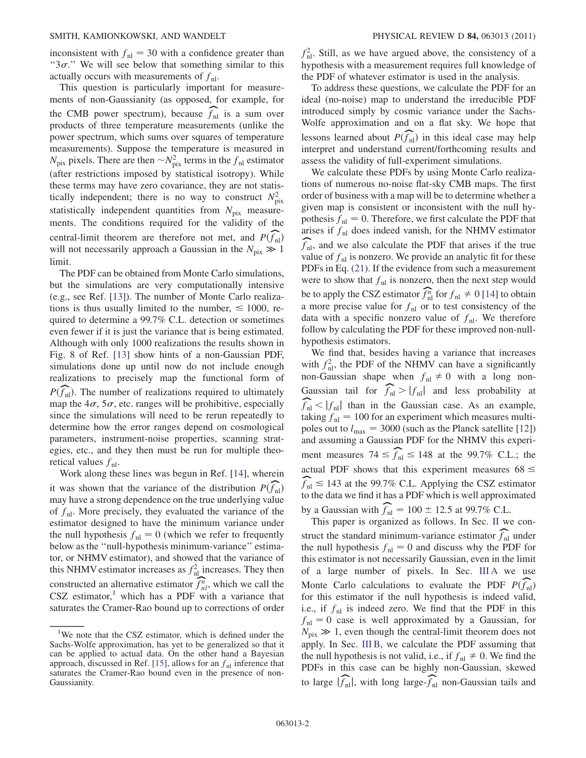inconsistent with $f_{\rm nl} = 30$ with a confidence greater than "$3\sigma$." We will see below that something similar to this actually occurs with measurements of $f_{\rm nl}$.

This question is particularly important for measurements of non-Gaussianity (as opposed, for example, for the CMB power spectrum), because $\widehat{f_{\rm nl}}$ is a sum over products of three temperature measurements (unlike the power spectrum, which sums over squares of temperature measurements). Suppose the temperature is measured in $N_{\rm pix}$ pixels. There are then $\sim N_{\rm pix}^2$ terms in the $f_{\rm nl}$ estimator (after restrictions imposed by statistical isotropy). While these terms may have zero covariance, they are not statistically independent; there is no way to construct $N_{\rm pix}^2$ statistically independent quantities from $N_{\rm pix}$ measurements. The conditions required for the validity of the central-limit theorem are therefore not met, and $P(\widehat{f_{\rm nl}})$ will not necessarily approach a Gaussian in the $N_{\rm pix} \gg 1$ limit.

The PDF can be obtained from Monte Carlo simulations, but the simulations are very computationally intensive (e.g., see Ref. [13]). The number of Monte Carlo realizations is thus usually limited to the number, $\lesssim 1000$, required to determine a 99.7% C.L. detection or sometimes even fewer if it is just the variance that is being estimated. Although with only 1000 realizations the results shown in Fig. 8 of Ref. [13] show hints of a non-Gaussian PDF, simulations done up until now do not include enough realizations to precisely map the functional form of $P(\widehat{f_{\rm nl}})$. The number of realizations required to ultimately map the $4\sigma$, $5\sigma$, etc. ranges will be prohibitive, especially since the simulations will need to be rerun repeatedly to determine how the error ranges depend on cosmological parameters, instrument-noise properties, scanning strategies, etc., and they then must be run for multiple theoretical values $f_{\rm nl}$.

Work along these lines was begun in Ref. [14], wherein it was shown that the variance of the distribution $P(\widehat{f_{\rm nl}})$ may have a strong dependence on the true underlying value of $f_{\rm nl}$. More precisely, they evaluated the variance of the estimator designed to have the minimum variance under the null hypothesis $f_{\rm nl} = 0$ (which we refer to frequently below as the "null-hypothesis minimum-variance" estimator, or NHMV estimator), and showed that the variance of this NHMV estimator increases as $f_{\rm nl}^2$ increases. They then constructed an alternative estimator $\widehat{f_{nl}^{n}}$, which we call the CSZ estimator,[1] which has a PDF with a variance that saturates the Cramer-Rao bound up to corrections of order $f_{\rm nl}^2$. Still, as we have argued above, the consistency of a hypothesis with a measurement requires full knowledge of the PDF of whatever estimator is used in the analysis.

To address these questions, we calculate the PDF for an ideal (no-noise) map to understand the irreducible PDF introduced simply by cosmic variance under the Sachs-Wolfe approximation and on a flat sky. We hope that lessons learned about $P(\widehat{f_{\rm nl}})$ in this ideal case may help interpret and understand current/forthcoming results and assess the validity of full-experiment simulations.

We calculate these PDFs by using Monte Carlo realizations of numerous no-noise flat-sky CMB maps. The first order of business with a map will be to determine whether a given map is consistent or inconsistent with the null hypothesis $f_{\rm nl} = 0$. Therefore, we first calculate the PDF that arises if $f_{\rm nl}$ does indeed vanish, for the NHMV estimator $\widehat{f_{\rm nl}}$, and we also calculate the PDF that arises if the true value of $f_{\rm nl}$ is nonzero. We provide an analytic fit for these PDFs in Eq. (21). If the evidence from such a measurement were to show that $f_{\rm nl}$ is nonzero, then the next step would be to apply the CSZ estimator $\widehat{f_{\rm nl}^{n}}$ for $f_{\rm nl} \neq 0$ [14] to obtain a more precise value for $f_{\rm nl}$ or to test consistency of the data with a specific nonzero value of $f_{\rm nl}$. We therefore follow by calculating the PDF for these improved non-null-hypothesis estimators.

We find that, besides having a variance that increases with $f_{\rm nl}^2$, the PDF of the NHMV can have a significantly non-Gaussian shape when $f_{\rm nl} \neq 0$ with a long non-Gaussian tail for $\widehat{f_{\rm nl}} > |f_{\rm nl}|$ and less probability at $\widehat{f_{\rm nl}} < |f_{\rm nl}|$ than in the Gaussian case. As an example, taking $f_{\rm nl} = 100$ for an experiment which measures multipoles out to $l_{\rm max} = 3000$ (such as the Planck satellite [12]) and assuming a Gaussian PDF for the NHMV this experiment measures $74 \leq \widehat{f_{\rm nl}} \leq 148$ at the 99.7% C.L.; the actual PDF shows that this experiment measures $68 \leq \widehat{f_{\rm nl}} \leq 143$ at the 99.7% C.L. Applying the CSZ estimator to the data we find it has a PDF which is well approximated by a Gaussian with $\widehat{f_{\rm nl}} = 100 \pm 12.5$ at 99.7% C.L.

This paper is organized as follows. In Sec. II we construct the standard minimum-variance estimator $\widehat{f_{\rm nl}}$ under the null hypothesis $f_{\rm nl} = 0$ and discuss why the PDF for this estimator is not necessarily Gaussian, even in the limit of a large number of pixels. In Sec. III A we use Monte Carlo calculations to evaluate the PDF $P(\widehat{f_{\rm nl}})$ for this estimator if the null hypothesis is indeed valid, i.e., if $f_{\rm nl}$ is indeed zero. We find that the PDF in this $f_{\rm nl} = 0$ case is well approximated by a Gaussian, for $N_{\rm pix} \gg 1$, even though the central-limit theorem does not apply. In Sec. III B, we calculate the PDF assuming that the null hypothesis is not valid, i.e., if $f_{\rm nl} \neq 0$. We find the PDFs in this case can be highly non-Gaussian, skewed to large $|\widehat{f_{\rm nl}}|$, with long large-$\widehat{f_{\rm nl}}$ non-Gaussian tails and

[1] We note that the CSZ estimator, which is defined under the Sachs-Wolfe approximation, has yet to be generalized so that it can be applied to actual data. On the other hand a Bayesian approach, discussed in Ref. [15], allows for an $f_{\rm nl}$ inference that saturates the Cramer-Rao bound even in the presence of non-Gaussianity.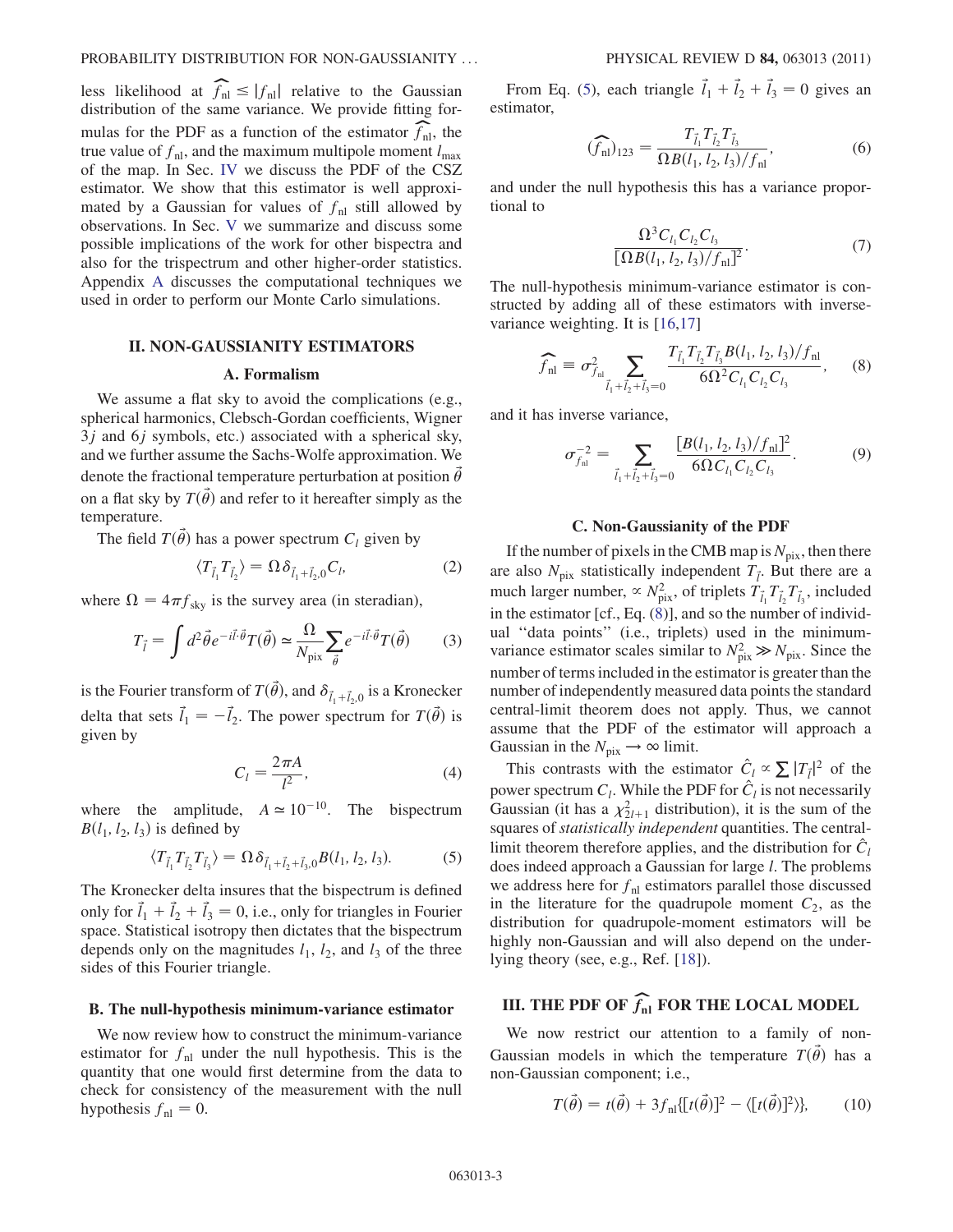less likelihood at $\widehat{f_{\rm nl}} \leq |f_{\rm nl}|$ relative to the Gaussian distribution of the same variance. We provide fitting formulas for the PDF as a function of the estimator $\widehat{f_{\rm nl}}$, the true value of $f_{\rm nl}$, and the maximum multipole moment $l_{\rm max}$ of the map. In Sec. IV we discuss the PDF of the CSZ estimator. We show that this estimator is well approximated by a Gaussian for values of $f_{\rm nl}$ still allowed by observations. In Sec. V we summarize and discuss some possible implications of the work for other bispectra and also for the trispectrum and other higher-order statistics. Appendix A discusses the computational techniques we used in order to perform our Monte Carlo simulations.

## II. NON-GAUSSIANITY ESTIMATORS

### A. Formalism

We assume a flat sky to avoid the complications (e.g., spherical harmonics, Clebsch-Gordan coefficients, Wigner $3j$ and $6j$ symbols, etc.) associated with a spherical sky, and we further assume the Sachs-Wolfe approximation. We denote the fractional temperature perturbation at position $\vec{\theta}$ on a flat sky by $T(\vec{\theta})$ and refer to it hereafter simply as the temperature.

The field $T(\vec{\theta})$ has a power spectrum $C_l$ given by

$$\langle T_{\vec{l}_1} T_{\vec{l}_2} \rangle = \Omega \delta_{\vec{l}_1+\vec{l}_2,0} C_l, \tag{2}$$

where $\Omega = 4\pi f_{\rm sky}$ is the survey area (in steradian),

$$T_{\vec{l}} = \int d^2\vec{\theta} e^{-i\vec{l}\cdot\vec{\theta}} T(\vec{\theta}) \simeq \frac{\Omega}{N_{\rm pix}} \sum_{\vec{\theta}} e^{-i\vec{l}\cdot\vec{\theta}} T(\vec{\theta}) \tag{3}$$

is the Fourier transform of $T(\vec{\theta})$, and $\delta_{\vec{l}_1+\vec{l}_2,0}$ is a Kronecker delta that sets $\vec{l}_1 = -\vec{l}_2$. The power spectrum for $T(\vec{\theta})$ is given by

$$C_l = \frac{2\pi A}{l^2}, \tag{4}$$

where the amplitude, $A \simeq 10^{-10}$. The bispectrum $B(l_1, l_2, l_3)$ is defined by

$$\langle T_{\vec{l}_1} T_{\vec{l}_2} T_{\vec{l}_3} \rangle = \Omega \delta_{\vec{l}_1+\vec{l}_2+\vec{l}_3,0} B(l_1, l_2, l_3). \tag{5}$$

The Kronecker delta insures that the bispectrum is defined only for $\vec{l}_1 + \vec{l}_2 + \vec{l}_3 = 0$, i.e., only for triangles in Fourier space. Statistical isotropy then dictates that the bispectrum depends only on the magnitudes $l_1$, $l_2$, and $l_3$ of the three sides of this Fourier triangle.

### B. The null-hypothesis minimum-variance estimator

We now review how to construct the minimum-variance estimator for $f_{\rm nl}$ under the null hypothesis. This is the quantity that one would first determine from the data to check for consistency of the measurement with the null hypothesis $f_{\rm nl} = 0$.

From Eq. (5), each triangle $\vec{l}_1 + \vec{l}_2 + \vec{l}_3 = 0$ gives an estimator,

$$(\widehat{f_{\rm nl}})_{123} = \frac{T_{\vec{l}_1} T_{\vec{l}_2} T_{\vec{l}_3}}{\Omega B(l_1, l_2, l_3)/f_{\rm nl}}, \tag{6}$$

and under the null hypothesis this has a variance proportional to

$$\frac{\Omega^3 C_{l_1} C_{l_2} C_{l_3}}{[\Omega B(l_1, l_2, l_3)/f_{\rm nl}]^2}. \tag{7}$$

The null-hypothesis minimum-variance estimator is constructed by adding all of these estimators with inverse-variance weighting. It is [16,17]

$$\widehat{f_{\rm nl}} \equiv \sigma^2_{f_{\rm nl}} \sum_{\vec{l}_1+\vec{l}_2+\vec{l}_3=0} \frac{T_{\vec{l}_1} T_{\vec{l}_2} T_{\vec{l}_3} B(l_1, l_2, l_3)/f_{\rm nl}}{6\Omega^2 C_{l_1} C_{l_2} C_{l_3}}, \tag{8}$$

and it has inverse variance,

$$\sigma^{-2}_{f_{\rm nl}} = \sum_{\vec{l}_1+\vec{l}_2+\vec{l}_3=0} \frac{[B(l_1, l_2, l_3)/f_{\rm nl}]^2}{6\Omega C_{l_1} C_{l_2} C_{l_3}}. \tag{9}$$

### C. Non-Gaussianity of the PDF

If the number of pixels in the CMB map is $N_{\rm pix}$, then there are also $N_{\rm pix}$ statistically independent $T_{\vec{l}}$. But there are a much larger number, $\propto N^2_{\rm pix}$, of triplets $T_{\vec{l}_1} T_{\vec{l}_2} T_{\vec{l}_3}$, included in the estimator [cf., Eq. (8)], and so the number of individual "data points" (i.e., triplets) used in the minimum-variance estimator scales similar to $N^2_{\rm pix} \gg N_{\rm pix}$. Since the number of terms included in the estimator is greater than the number of independently measured data points the standard central-limit theorem does not apply. Thus, we cannot assume that the PDF of the estimator will approach a Gaussian in the $N_{\rm pix} \to \infty$ limit.

This contrasts with the estimator $\hat{C}_l \propto \sum |T_{\vec{l}}|^2$ of the power spectrum $C_l$. While the PDF for $\hat{C}_l$ is not necessarily Gaussian (it has a $\chi^2_{2l+1}$ distribution), it is the sum of the squares of *statistically independent* quantities. The central-limit theorem therefore applies, and the distribution for $\hat{C}_l$ does indeed approach a Gaussian for large $l$. The problems we address here for $f_{\rm nl}$ estimators parallel those discussed in the literature for the quadrupole moment $C_2$, as the distribution for quadrupole-moment estimators will be highly non-Gaussian and will also depend on the underlying theory (see, e.g., Ref. [18]).

## III. THE PDF OF $\widehat{f_{\rm nl}}$ FOR THE LOCAL MODEL

We now restrict our attention to a family of non-Gaussian models in which the temperature $T(\vec{\theta})$ has a non-Gaussian component; i.e.,

$$T(\vec{\theta}) = t(\vec{\theta}) + 3f_{\rm nl}\{[t(\vec{\theta})]^2 - \langle [t(\vec{\theta})]^2 \rangle\}, \tag{10}$$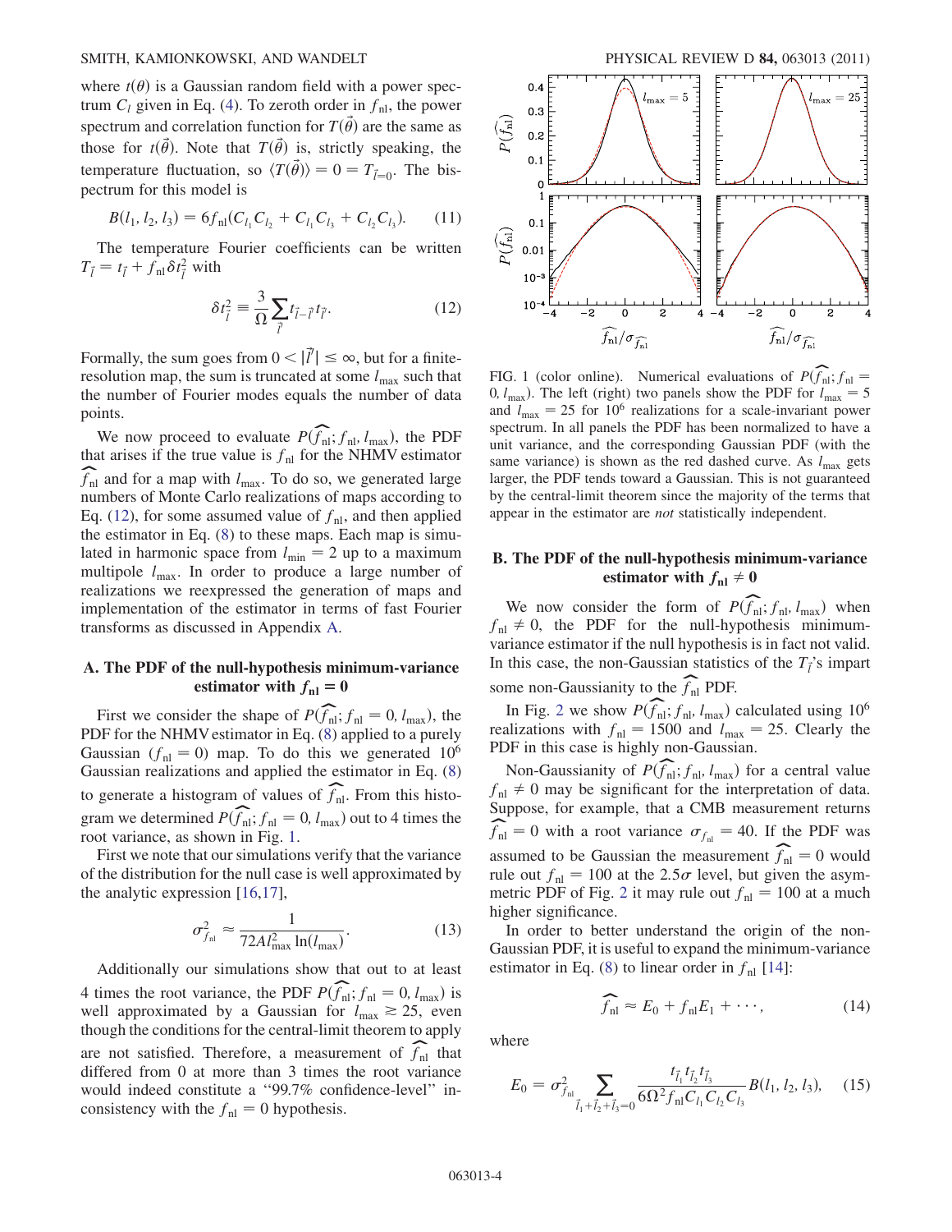where $t(\theta)$ is a Gaussian random field with a power spectrum $C_l$ given in Eq. (4). To zeroth order in $f_{\rm nl}$, the power spectrum and correlation function for $T(\vec{\theta})$ are the same as those for $t(\vec{\theta})$. Note that $T(\vec{\theta})$ is, strictly speaking, the temperature fluctuation, so $\langle T(\vec{\theta})\rangle = 0 = T_{\vec{l}=0}$. The bispectrum for this model is

$$B(l_1, l_2, l_3) = 6 f_{\rm nl}(C_{l_1}C_{l_2} + C_{l_1}C_{l_3} + C_{l_2}C_{l_3}). \tag{11}$$

The temperature Fourier coefficients can be written $T_{\vec{l}} = t_{\vec{l}} + f_{\rm nl}\delta t^2_{\vec{l}}$ with

$$\delta t^2_{\vec{l}} \equiv \frac{3}{\Omega}\sum_{\vec{l}'} t_{\vec{l}-\vec{l}'} t_{\vec{l}'}. \tag{12}$$

Formally, the sum goes from $0 < |\vec{l}'| \leq \infty$, but for a finite-resolution map, the sum is truncated at some $l_{\rm max}$ such that the number of Fourier modes equals the number of data points.

We now proceed to evaluate $P(\widehat{f_{\rm nl}}; f_{\rm nl}, l_{\rm max})$, the PDF that arises if the true value is $f_{\rm nl}$ for the NHMV estimator $\widehat{f_{\rm nl}}$ and for a map with $l_{\rm max}$. To do so, we generated large numbers of Monte Carlo realizations of maps according to Eq. (12), for some assumed value of $f_{\rm nl}$, and then applied the estimator in Eq. (8) to these maps. Each map is simulated in harmonic space from $l_{\rm min} = 2$ up to a maximum multipole $l_{\rm max}$. In order to produce a large number of realizations we reexpressed the generation of maps and implementation of the estimator in terms of fast Fourier transforms as discussed in Appendix A.

### A. The PDF of the null-hypothesis minimum-variance estimator with $f_{\rm nl} = 0$

First we consider the shape of $P(\widehat{f_{\rm nl}}; f_{\rm nl} = 0, l_{\rm max})$, the PDF for the NHMV estimator in Eq. (8) applied to a purely Gaussian ($f_{\rm nl} = 0$) map. To do this we generated $10^6$ Gaussian realizations and applied the estimator in Eq. (8) to generate a histogram of values of $\widehat{f_{\rm nl}}$. From this histogram we determined $P(\widehat{f_{\rm nl}}; f_{\rm nl} = 0, l_{\rm max})$ out to 4 times the root variance, as shown in Fig. 1.

First we note that our simulations verify that the variance of the distribution for the null case is well approximated by the analytic expression [16,17],

$$\sigma^2_{f_{\rm nl}} \approx \frac{1}{72 A l^2_{\rm max}\ln(l_{\rm max})}. \tag{13}$$

Additionally our simulations show that out to at least 4 times the root variance, the PDF $P(\widehat{f_{\rm nl}}; f_{\rm nl} = 0, l_{\rm max})$ is well approximated by a Gaussian for $l_{\rm max} \gtrsim 25$, even though the conditions for the central-limit theorem to apply are not satisfied. Therefore, a measurement of $\widehat{f_{\rm nl}}$ that differed from 0 at more than 3 times the root variance would indeed constitute a "99.7% confidence-level" inconsistency with the $f_{\rm nl} = 0$ hypothesis.

FIG. 1 (color online). Numerical evaluations of $P(\widehat{f_{\rm nl}}; f_{\rm nl} = 0, l_{\rm max})$. The left (right) two panels show the PDF for $l_{\rm max} = 5$ and $l_{\rm max} = 25$ for $10^6$ realizations for a scale-invariant power spectrum. In all panels the PDF has been normalized to have a unit variance, and the corresponding Gaussian PDF (with the same variance) is shown as the red dashed curve. As $l_{\rm max}$ gets larger, the PDF tends toward a Gaussian. This is not guaranteed by the central-limit theorem since the majority of the terms that appear in the estimator are *not* statistically independent.

### B. The PDF of the null-hypothesis minimum-variance estimator with $f_{\rm nl} \neq 0$

We now consider the form of $P(\widehat{f_{\rm nl}}; f_{\rm nl}, l_{\rm max})$ when $f_{\rm nl} \neq 0$, the PDF for the null-hypothesis minimum-variance estimator if the null hypothesis is in fact not valid. In this case, the non-Gaussian statistics of the $T_{\vec{l}}$'s impart some non-Gaussianity to the $\widehat{f_{\rm nl}}$ PDF.

In Fig. 2 we show $P(\widehat{f_{\rm nl}}; f_{\rm nl}, l_{\rm max})$ calculated using $10^6$ realizations with $f_{\rm nl} = 1500$ and $l_{\rm max} = 25$. Clearly the PDF in this case is highly non-Gaussian.

Non-Gaussianity of $P(\widehat{f_{\rm nl}}; f_{\rm nl}, l_{\rm max})$ for a central value $f_{\rm nl} \neq 0$ may be significant for the interpretation of data. Suppose, for example, that a CMB measurement returns $\widehat{f_{\rm nl}} = 0$ with a root variance $\sigma_{f_{\rm nl}} = 40$. If the PDF was assumed to be Gaussian the measurement $\widehat{f_{\rm nl}} = 0$ would rule out $f_{\rm nl} = 100$ at the $2.5\sigma$ level, but given the asymmetric PDF of Fig. 2 it may rule out $f_{\rm nl} = 100$ at a much higher significance.

In order to better understand the origin of the non-Gaussian PDF, it is useful to expand the minimum-variance estimator in Eq. (8) to linear order in $f_{\rm nl}$ [14]:

$$\widehat{f_{\rm nl}} \approx E_0 + f_{\rm nl}E_1 + \cdots, \tag{14}$$

where

$$E_0 = \sigma^2_{f_{\rm nl}} \sum_{\vec{l}_1+\vec{l}_2+\vec{l}_3=0} \frac{t_{\vec{l}_1}t_{\vec{l}_2}t_{\vec{l}_3}}{6\Omega^2 f_{\rm nl} C_{l_1}C_{l_2}C_{l_3}} B(l_1, l_2, l_3), \tag{15}$$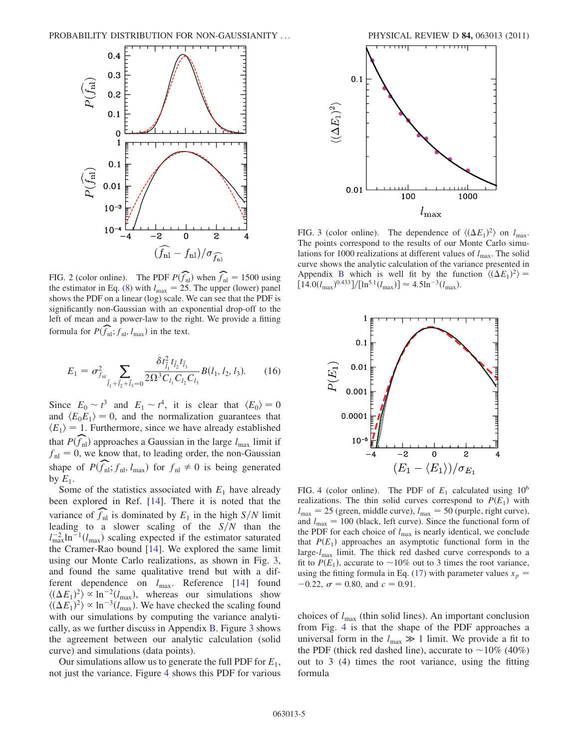FIG. 2 (color online). The PDF $P(\widehat{f_{\rm nl}})$ when $\widehat{f_{\rm nl}} = 1500$ using the estimator in Eq. (8) with $l_{\rm max} = 25$. The upper (lower) panel shows the PDF on a linear (log) scale. We can see that the PDF is significantly non-Gaussian with an exponential drop-off to the left of mean and a power-law to the right. We provide a fitting formula for $P(\widehat{f_{\rm nl}}; f_{\rm nl}, l_{\rm max})$ in the text.

$$E_1 = \sigma^2_{\widehat{f_{\rm nl}}} \sum_{\vec{l}_1+\vec{l}_2+\vec{l}_3=0} \frac{\delta t^2_{\vec{l}_1} t_{\vec{l}_2} t_{\vec{l}_3}}{2\Omega^3 C_{l_1} C_{l_2} C_{l_3}} B(l_1, l_2, l_3). \tag{16}$$

Since $E_0 \sim t^3$ and $E_1 \sim t^4$, it is clear that $\langle E_0 \rangle = 0$ and $\langle E_0 E_1 \rangle = 0$, and the normalization guarantees that $\langle E_1 \rangle = 1$. Furthermore, since we have already established that $P(\widehat{f_{\rm nl}})$ approaches a Gaussian in the large $l_{\rm max}$ limit if $f_{\rm nl} = 0$, we know that, to leading order, the non-Gaussian shape of $P(\widehat{f_{\rm nl}}; f_{\rm nl}, l_{\rm max})$ for $f_{\rm nl} \neq 0$ is being generated by $E_1$.

Some of the statistics associated with $E_1$ have already been explored in Ref. [14]. There it is noted that the variance of $\widehat{f_{\rm nl}}$ is dominated by $E_1$ in the high $S/N$ limit leading to a slower scaling of the $S/N$ than the $l_{\rm max}^{-2}\ln^{-1}(l_{\rm max})$ scaling expected if the estimator saturated the Cramer-Rao bound [14]. We explored the same limit using our Monte Carlo realizations, as shown in Fig. 3, and found the same qualitative trend but with a different dependence on $l_{\rm max}$. Reference [14] found $\langle(\Delta E_1)^2\rangle \propto \ln^{-2}(l_{\rm max})$, whereas our simulations show $\langle(\Delta E_1)^2\rangle \propto \ln^{-3}(l_{\rm max})$. We have checked the scaling found with our simulations by computing the variance analytically, as we further discuss in Appendix B. Figure 3 shows the agreement between our analytic calculation (solid curve) and simulations (data points).

Our simulations allow us to generate the full PDF for $E_1$, not just the variance. Figure 4 shows this PDF for various choices of $l_{\rm max}$ (thin solid lines). An important conclusion from Fig. 4 is that the shape of the PDF approaches a universal form in the $l_{\rm max} \gg 1$ limit. We provide a fit to the PDF (thick red dashed line), accurate to ~10% (40%) out to 3 (4) times the root variance, using the fitting formula

FIG. 3 (color online). The dependence of $\langle(\Delta E_1)^2\rangle$ on $l_{\rm max}$. The points correspond to the results of our Monte Carlo simulations for 1000 realizations at different values of $l_{\rm max}$. The solid curve shows the analytic calculation of the variance presented in Appendix B which is well fit by the function $\langle(\Delta E_1)^2\rangle = [14.0(l_{\rm max})^{0.433}]/[\ln^{5.1}(l_{\rm max})] \approx 4.5\ln^{-3}(l_{\rm max})$.

FIG. 4 (color online). The PDF of $E_1$ calculated using $10^6$ realizations. The thin solid curves correspond to $P(E_1)$ with $l_{\rm max} = 25$ (green, middle curve), $l_{\rm max} = 50$ (purple, right curve), and $l_{\rm max} = 100$ (black, left curve). Since the functional form of the PDF for each choice of $l_{\rm max}$ is nearly identical, we conclude that $P(E_1)$ approaches an asymptotic functional form in the large-$l_{\rm max}$ limit. The thick red dashed curve corresponds to a fit to $P(E_1)$, accurate to ~10% out to 3 times the root variance, using the fitting formula in Eq. (17) with parameter values $x_p = -0.22$, $\sigma = 0.80$, and $c = 0.91$.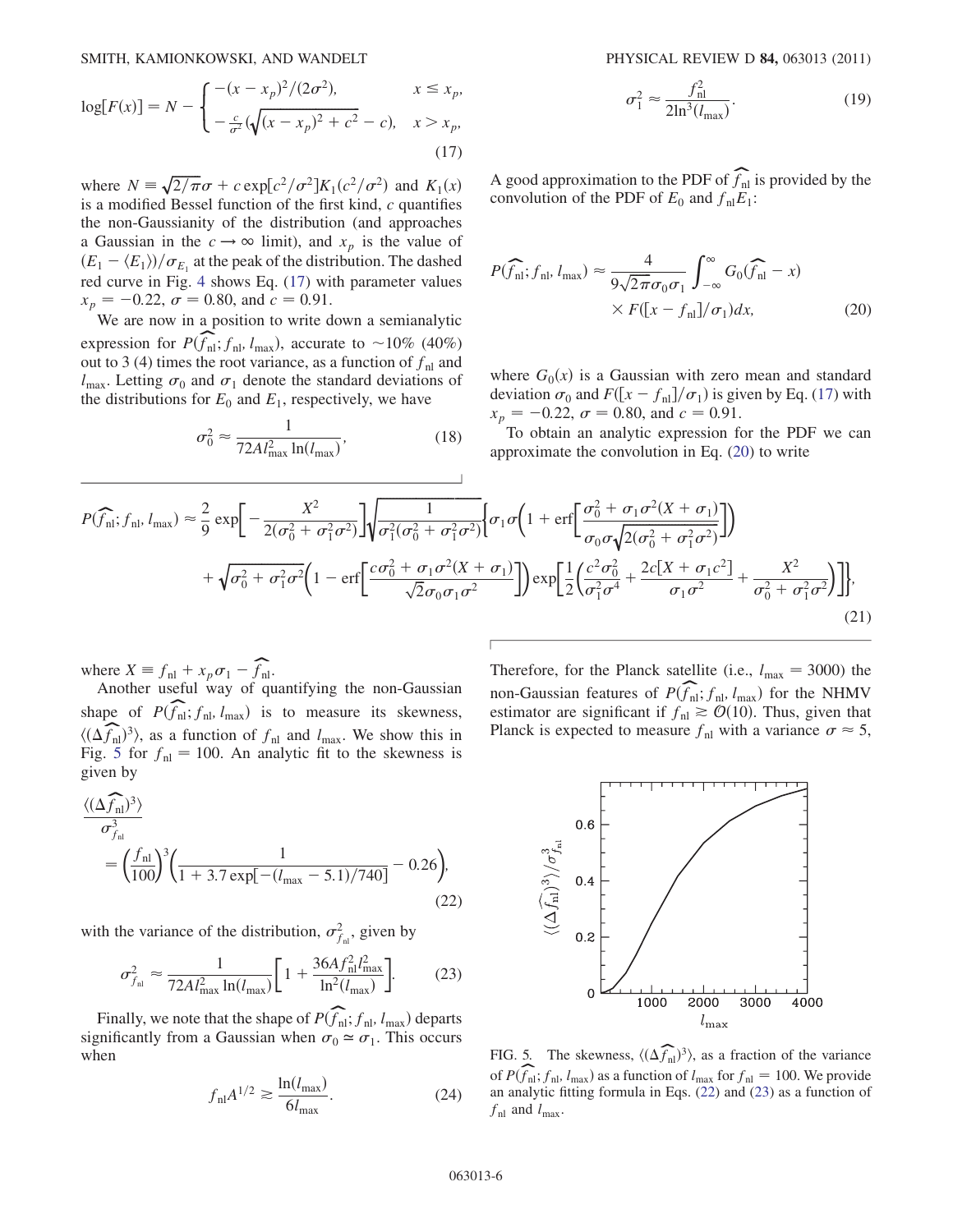$$\log[F(x)] = N - \begin{cases} -(x-x_p)^2/(2\sigma^2), & x \le x_p, \\ -\frac{c}{\sigma^2}(\sqrt{(x-x_p)^2 + c^2} - c), & x > x_p, \end{cases} \tag{17}$$

where $N \equiv \sqrt{2/\pi}\sigma + c\exp[c^2/\sigma^2]K_1(c^2/\sigma^2)$ and $K_1(x)$ is a modified Bessel function of the first kind, $c$ quantifies the non-Gaussianity of the distribution (and approaches a Gaussian in the $c \to \infty$ limit), and $x_p$ is the value of $(E_1 - \langle E_1 \rangle)/\sigma_{E_1}$ at the peak of the distribution. The dashed red curve in Fig. 4 shows Eq. (17) with parameter values $x_p = -0.22$, $\sigma = 0.80$, and $c = 0.91$.

We are now in a position to write down a semianalytic expression for $P(\widehat{f_{\rm nl}}; f_{\rm nl}, l_{\rm max})$, accurate to $\sim$10% (40%) out to 3 (4) times the root variance, as a function of $f_{\rm nl}$ and $l_{\rm max}$. Letting $\sigma_0$ and $\sigma_1$ denote the standard deviations of the distributions for $E_0$ and $E_1$, respectively, we have

$$\sigma_0^2 \approx \frac{1}{72 A l_{\rm max}^2 \ln(l_{\rm max})}, \tag{18}$$

$$\sigma_1^2 \approx \frac{f_{\rm nl}^2}{2\ln^3(l_{\rm max})}. \tag{19}$$

A good approximation to the PDF of $\widehat{f_{\rm nl}}$ is provided by the convolution of the PDF of $E_0$ and $f_{\rm nl}E_1$:

$$P(\widehat{f_{\rm nl}}; f_{\rm nl}, l_{\rm max}) \approx \frac{4}{9\sqrt{2\pi}\sigma_0\sigma_1}\int_{-\infty}^{\infty} G_0(\widehat{f_{\rm nl}} - x) \times F([x - f_{\rm nl}]/\sigma_1)dx, \tag{20}$$

where $G_0(x)$ is a Gaussian with zero mean and standard deviation $\sigma_0$ and $F([x - f_{\rm nl}]/\sigma_1)$ is given by Eq. (17) with $x_p = -0.22$, $\sigma = 0.80$, and $c = 0.91$.

To obtain an analytic expression for the PDF we can approximate the convolution in Eq. (20) to write

$$P(\widehat{f_{\rm nl}}; f_{\rm nl}, l_{\rm max}) \approx \frac{2}{9}\exp\left[-\frac{X^2}{2(\sigma_0^2 + \sigma_1^2\sigma^2)}\right]\sqrt{\frac{1}{\sigma_1^2(\sigma_0^2 + \sigma_1^2\sigma^2)}}\left\{\sigma_1\sigma\left(1 + \mathrm{erf}\left[\frac{\sigma_0^2 + \sigma_1\sigma^2(X + \sigma_1)}{\sigma_0\sigma\sqrt{2(\sigma_0^2 + \sigma_1^2\sigma^2)}}\right]\right) + \sqrt{\sigma_0^2 + \sigma_1^2\sigma^2}\left(1 - \mathrm{erf}\left[\frac{c\sigma_0^2 + \sigma_1\sigma^2(X + \sigma_1)}{\sqrt{2}\sigma_0\sigma_1\sigma^2}\right]\right)\exp\left[\frac{1}{2}\left(\frac{c^2\sigma_0^2}{\sigma_1^2\sigma^4} + \frac{2c[X + \sigma_1 c^2]}{\sigma_1\sigma^2} + \frac{X^2}{\sigma_0^2 + \sigma_1^2\sigma^2}\right)\right]\right\}, \tag{21}$$

where $X \equiv f_{\rm nl} + x_p\sigma_1 - \widehat{f_{\rm nl}}$.

Another useful way of quantifying the non-Gaussian shape of $P(\widehat{f_{\rm nl}}; f_{\rm nl}, l_{\rm max})$ is to measure its skewness, $\langle(\Delta\widehat{f_{\rm nl}})^3\rangle$, as a function of $f_{\rm nl}$ and $l_{\rm max}$. We show this in Fig. 5 for $f_{\rm nl} = 100$. An analytic fit to the skewness is given by

$$\frac{\langle(\Delta\widehat{f_{\rm nl}})^3\rangle}{\sigma_{f_{\rm nl}}^3} = \left(\frac{f_{\rm nl}}{100}\right)^3\left(\frac{1}{1 + 3.7\exp[-(l_{\rm max} - 5.1)/740]} - 0.26\right), \tag{22}$$

with the variance of the distribution, $\sigma_{f_{\rm nl}}^2$, given by

$$\sigma_{f_{\rm nl}}^2 \approx \frac{1}{72 A l_{\rm max}^2 \ln(l_{\rm max})}\left[1 + \frac{36 A f_{\rm nl}^2 l_{\rm max}^2}{\ln^2(l_{\rm max})}\right]. \tag{23}$$

Finally, we note that the shape of $P(\widehat{f_{\rm nl}}; f_{\rm nl}, l_{\rm max})$ departs significantly from a Gaussian when $\sigma_0 \simeq \sigma_1$. This occurs when

$$f_{\rm nl}A^{1/2} \gtrsim \frac{\ln(l_{\rm max})}{6 l_{\rm max}}. \tag{24}$$

Therefore, for the Planck satellite (i.e., $l_{\rm max} = 3000$) the non-Gaussian features of $P(\widehat{f_{\rm nl}}; f_{\rm nl}, l_{\rm max})$ for the NHMV estimator are significant if $f_{\rm nl} \gtrsim \mathcal{O}(10)$. Thus, given that Planck is expected to measure $f_{\rm nl}$ with a variance $\sigma \approx 5$,

FIG. 5. The skewness, $\langle(\Delta\widehat{f_{\rm nl}})^3\rangle$, as a fraction of the variance of $P(\widehat{f_{\rm nl}}; f_{\rm nl}, l_{\rm max})$ as a function of $l_{\rm max}$ for $f_{\rm nl} = 100$. We provide an analytic fitting formula in Eqs. (22) and (23) as a function of $f_{\rm nl}$ and $l_{\rm max}$.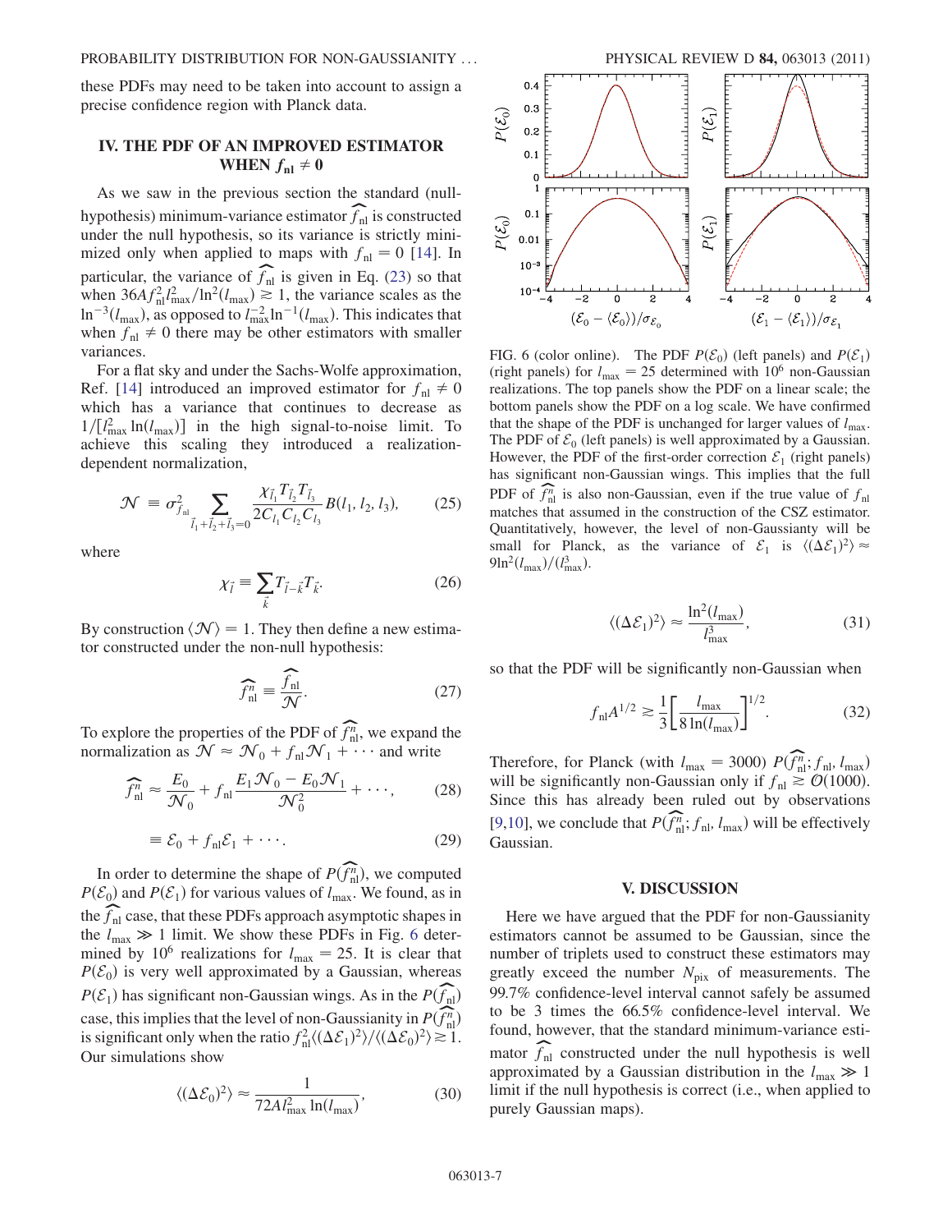these PDFs may need to be taken into account to assign a precise confidence region with Planck data.

## IV. THE PDF OF AN IMPROVED ESTIMATOR WHEN $f_{\rm nl} \neq 0$

As we saw in the previous section the standard (null-hypothesis) minimum-variance estimator $\widehat{f_{\rm nl}}$ is constructed under the null hypothesis, so its variance is strictly minimized only when applied to maps with $f_{\rm nl} = 0$ [14]. In particular, the variance of $\widehat{f_{\rm nl}}$ is given in Eq. (23) so that when $36Af_{\rm nl}^2 l_{\rm max}^2/\ln^2(l_{\rm max}) \gtrsim 1$, the variance scales as the $\ln^{-3}(l_{\rm max})$, as opposed to $l_{\rm max}^{-2}\ln^{-1}(l_{\rm max})$. This indicates that when $f_{\rm nl} \neq 0$ there may be other estimators with smaller variances.

For a flat sky and under the Sachs-Wolfe approximation, Ref. [14] introduced an improved estimator for $f_{\rm nl} \neq 0$ which has a variance that continues to decrease as $1/[l_{\rm max}^2 \ln(l_{\rm max})]$ in the high signal-to-noise limit. To achieve this scaling they introduced a realization-dependent normalization,

$$\mathcal{N} \equiv \sigma_{\widehat{f_{\rm nl}}}^2 \sum_{\vec{l}_1+\vec{l}_2+\vec{l}_3=0} \frac{\chi_{\vec{l}_1} T_{\vec{l}_2} T_{\vec{l}_3}}{2C_{l_1}C_{l_2}C_{l_3}} B(l_1, l_2, l_3), \tag{25}$$

where

$$\chi_{\vec{l}} \equiv \sum_{\vec{k}} T_{\vec{l}-\vec{k}} T_{\vec{k}}. \tag{26}$$

By construction $\langle \mathcal{N} \rangle = 1$. They then define a new estimator constructed under the non-null hypothesis:

$$\widehat{f_{\rm nl}^n} \equiv \frac{\widehat{f_{\rm nl}}}{\mathcal{N}}. \tag{27}$$

To explore the properties of the PDF of $\widehat{f_{\rm nl}^n}$, we expand the normalization as $\mathcal{N} \approx \mathcal{N}_0 + f_{\rm nl}\mathcal{N}_1 + \cdots$ and write

$$\widehat{f_{\rm nl}^n} \approx \frac{E_0}{\mathcal{N}_0} + f_{\rm nl}\frac{E_1\mathcal{N}_0 - E_0\mathcal{N}_1}{\mathcal{N}_0^2} + \cdots, \tag{28}$$

$$\equiv \mathcal{E}_0 + f_{\rm nl}\mathcal{E}_1 + \cdots. \tag{29}$$

In order to determine the shape of $P(\widehat{f_{\rm nl}^n})$, we computed $P(\mathcal{E}_0)$ and $P(\mathcal{E}_1)$ for various values of $l_{\rm max}$. We found, as in the $\widehat{f_{\rm nl}}$ case, that these PDFs approach asymptotic shapes in the $l_{\rm max} \gg 1$ limit. We show these PDFs in Fig. 6 determined by $10^6$ realizations for $l_{\rm max} = 25$. It is clear that $P(\mathcal{E}_0)$ is very well approximated by a Gaussian, whereas $P(\mathcal{E}_1)$ has significant non-Gaussian wings. As in the $P(\widehat{f_{\rm nl}})$ case, this implies that the level of non-Gaussianity in $P(\widehat{f_{\rm nl}^n})$ is significant only when the ratio $f_{\rm nl}^2\langle(\Delta\mathcal{E}_1)^2\rangle/\langle(\Delta\mathcal{E}_0)^2\rangle \gtrsim 1$. Our simulations show

$$\langle(\Delta\mathcal{E}_0)^2\rangle \approx \frac{1}{72Al_{\rm max}^2\ln(l_{\rm max})}, \tag{30}$$

FIG. 6 (color online). The PDF $P(\mathcal{E}_0)$ (left panels) and $P(\mathcal{E}_1)$ (right panels) for $l_{\rm max} = 25$ determined with $10^6$ non-Gaussian realizations. The top panels show the PDF on a linear scale; the bottom panels show the PDF on a log scale. We have confirmed that the shape of the PDF is unchanged for larger values of $l_{\rm max}$. The PDF of $\mathcal{E}_0$ (left panels) is well approximated by a Gaussian. However, the PDF of the first-order correction $\mathcal{E}_1$ (right panels) has significant non-Gaussian wings. This implies that the full PDF of $\widehat{f_{\rm nl}^n}$ is also non-Gaussian, even if the true value of $f_{\rm nl}$ matches that assumed in the construction of the CSZ estimator. Quantitatively, however, the level of non-Gaussianity will be small for Planck, as the variance of $\mathcal{E}_1$ is $\langle(\Delta\mathcal{E}_1)^2\rangle \approx 9\ln^2(l_{\rm max})/(l_{\rm max}^3)$.

$$\langle(\Delta\mathcal{E}_1)^2\rangle \approx \frac{\ln^2(l_{\rm max})}{l_{\rm max}^3}, \tag{31}$$

so that the PDF will be significantly non-Gaussian when

$$f_{\rm nl}A^{1/2} \gtrsim \frac{1}{3}\left[\frac{l_{\rm max}}{8\ln(l_{\rm max})}\right]^{1/2}. \tag{32}$$

Therefore, for Planck (with $l_{\rm max} = 3000$) $P(\widehat{f_{\rm nl}^n}; f_{\rm nl}, l_{\rm max})$ will be significantly non-Gaussian only if $f_{\rm nl} \gtrsim \mathcal{O}(1000)$. Since this has already been ruled out by observations [9,10], we conclude that $P(\widehat{f_{\rm nl}^n}; f_{\rm nl}, l_{\rm max})$ will be effectively Gaussian.

## V. DISCUSSION

Here we have argued that the PDF for non-Gaussianity estimators cannot be assumed to be Gaussian, since the number of triplets used to construct these estimators may greatly exceed the number $N_{\rm pix}$ of measurements. The 99.7% confidence-level interval cannot safely be assumed to be 3 times the 66.5% confidence-level interval. We found, however, that the standard minimum-variance estimator $\widehat{f_{\rm nl}}$ constructed under the null hypothesis is well approximated by a Gaussian distribution in the $l_{\rm max} \gg 1$ limit if the null hypothesis is correct (i.e., when applied to purely Gaussian maps).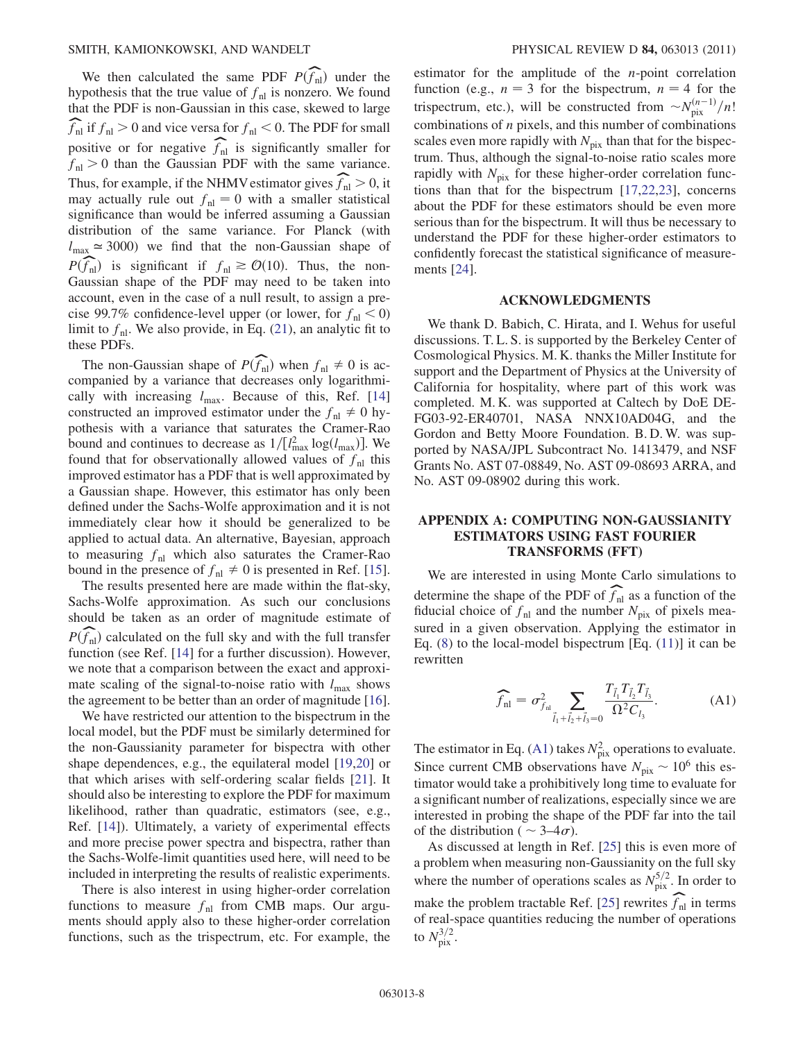We then calculated the same PDF $P(\widehat{f_{\rm nl}})$ under the hypothesis that the true value of $f_{\rm nl}$ is nonzero. We found that the PDF is non-Gaussian in this case, skewed to large $\widehat{f_{\rm nl}}$ if $f_{\rm nl} > 0$ and vice versa for $f_{\rm nl} < 0$. The PDF for small positive or for negative $\widehat{f_{\rm nl}}$ is significantly smaller for $f_{\rm nl} > 0$ than the Gaussian PDF with the same variance. Thus, for example, if the NHMV estimator gives $\widehat{f_{\rm nl}} > 0$, it may actually rule out $f_{\rm nl} = 0$ with a smaller statistical significance than would be inferred assuming a Gaussian distribution of the same variance. For Planck (with $l_{\rm max} \simeq 3000$) we find that the non-Gaussian shape of $P(\widehat{f_{\rm nl}})$ is significant if $f_{\rm nl} \gtrsim \mathcal{O}(10)$. Thus, the non-Gaussian shape of the PDF may need to be taken into account, even in the case of a null result, to assign a precise 99.7% confidence-level upper (or lower, for $f_{\rm nl} < 0$) limit to $f_{\rm nl}$. We also provide, in Eq. (21), an analytic fit to these PDFs.

The non-Gaussian shape of $P(\widehat{f_{\rm nl}})$ when $f_{\rm nl} \neq 0$ is accompanied by a variance that decreases only logarithmically with increasing $l_{\rm max}$. Because of this, Ref. [14] constructed an improved estimator under the $f_{\rm nl} \neq 0$ hypothesis with a variance that saturates the Cramer-Rao bound and continues to decrease as $1/[l_{\rm max}^2 \log(l_{\rm max})]$. We found that for observationally allowed values of $f_{\rm nl}$ this improved estimator has a PDF that is well approximated by a Gaussian shape. However, this estimator has only been defined under the Sachs-Wolfe approximation and it is not immediately clear how it should be generalized to be applied to actual data. An alternative, Bayesian, approach to measuring $f_{\rm nl}$ which also saturates the Cramer-Rao bound in the presence of $f_{\rm nl} \neq 0$ is presented in Ref. [15].

The results presented here are made within the flat-sky, Sachs-Wolfe approximation. As such our conclusions should be taken as an order of magnitude estimate of $P(\widehat{f_{\rm nl}})$ calculated on the full sky and with the full transfer function (see Ref. [14] for a further discussion). However, we note that a comparison between the exact and approximate scaling of the signal-to-noise ratio with $l_{\rm max}$ shows the agreement to be better than an order of magnitude [16].

We have restricted our attention to the bispectrum in the local model, but the PDF must be similarly determined for the non-Gaussianity parameter for bispectra with other shape dependences, e.g., the equilateral model [19,20] or that which arises with self-ordering scalar fields [21]. It should also be interesting to explore the PDF for maximum likelihood, rather than quadratic, estimators (see, e.g., Ref. [14]). Ultimately, a variety of experimental effects and more precise power spectra and bispectra, rather than the Sachs-Wolfe-limit quantities used here, will need to be included in interpreting the results of realistic experiments.

There is also interest in using higher-order correlation functions to measure $f_{\rm nl}$ from CMB maps. Our arguments should apply also to these higher-order correlation functions, such as the trispectrum, etc. For example, the estimator for the amplitude of the $n$-point correlation function (e.g., $n = 3$ for the bispectrum, $n = 4$ for the trispectrum, etc.), will be constructed from $\sim N_{\rm pix}^{(n-1)}/n!$ combinations of $n$ pixels, and this number of combinations scales even more rapidly with $N_{\rm pix}$ than that for the bispectrum. Thus, although the signal-to-noise ratio scales more rapidly with $N_{\rm pix}$ for these higher-order correlation functions than that for the bispectrum [17,22,23], concerns about the PDF for these estimators should be even more serious than for the bispectrum. It will thus be necessary to understand the PDF for these higher-order estimators to confidently forecast the statistical significance of measurements [24].

## ACKNOWLEDGMENTS

We thank D. Babich, C. Hirata, and I. Wehus for useful discussions. T. L. S. is supported by the Berkeley Center of Cosmological Physics. M. K. thanks the Miller Institute for support and the Department of Physics at the University of California for hospitality, where part of this work was completed. M. K. was supported at Caltech by DoE DE-FG03-92-ER40701, NASA NNX10AD04G, and the Gordon and Betty Moore Foundation. B. D. W. was supported by NASA/JPL Subcontract No. 1413479, and NSF Grants No. AST 07-08849, No. AST 09-08693 ARRA, and No. AST 09-08902 during this work.

## APPENDIX A: COMPUTING NON-GAUSSIANITY ESTIMATORS USING FAST FOURIER TRANSFORMS (FFT)

We are interested in using Monte Carlo simulations to determine the shape of the PDF of $\widehat{f_{\rm nl}}$ as a function of the fiducial choice of $f_{\rm nl}$ and the number $N_{\rm pix}$ of pixels measured in a given observation. Applying the estimator in Eq. (8) to the local-model bispectrum [Eq. (11)] it can be rewritten

$$\widehat{f_{\rm nl}} = \sigma_{f_{\rm nl}}^2 \sum_{\vec{l}_1 + \vec{l}_2 + \vec{l}_3 = 0} \frac{T_{\vec{l}_1} T_{\vec{l}_2} T_{\vec{l}_3}}{\Omega^2 C_{l_3}}. \tag{A1}$$

The estimator in Eq. (A1) takes $N_{\rm pix}^2$ operations to evaluate. Since current CMB observations have $N_{\rm pix} \sim 10^6$ this estimator would take a prohibitively long time to evaluate for a significant number of realizations, especially since we are interested in probing the shape of the PDF far into the tail of the distribution ($\sim 3$–$4\sigma$).

As discussed at length in Ref. [25] this is even more of a problem when measuring non-Gaussianity on the full sky where the number of operations scales as $N_{\rm pix}^{5/2}$. In order to make the problem tractable Ref. [25] rewrites $\widehat{f_{\rm nl}}$ in terms of real-space quantities reducing the number of operations to $N_{\rm pix}^{3/2}$.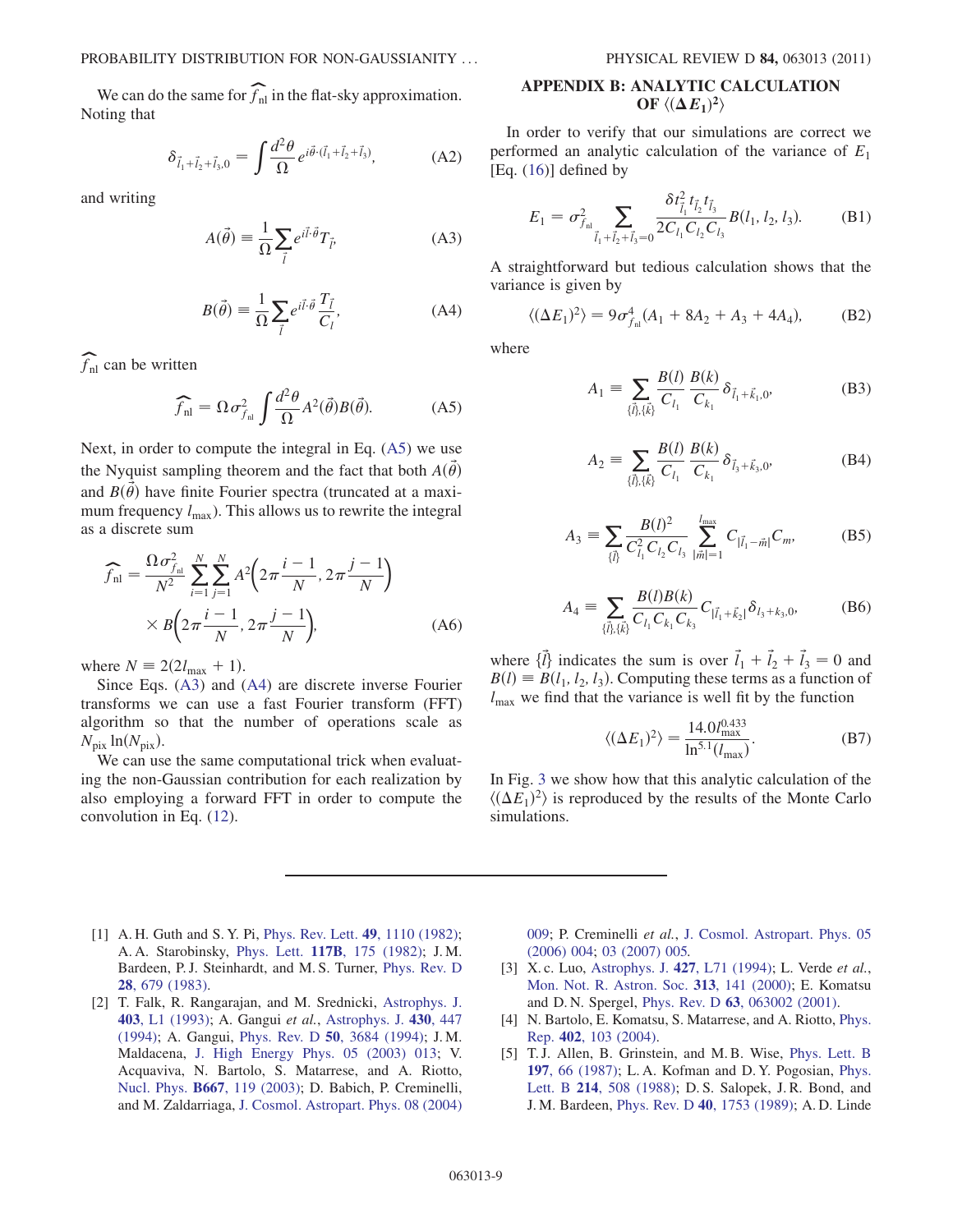We can do the same for $\widehat{f_{\rm nl}}$ in the flat-sky approximation. Noting that

$$\delta_{\vec{l}_1+\vec{l}_2+\vec{l}_3,0} = \int \frac{d^2\theta}{\Omega} e^{i\vec{\theta}\cdot(\vec{l}_1+\vec{l}_2+\vec{l}_3)}, \tag{A2}$$

and writing

$$A(\vec{\theta}) \equiv \frac{1}{\Omega}\sum_{\vec{l}} e^{i\vec{l}\cdot\vec{\theta}} T_{\vec{l}}, \tag{A3}$$

$$B(\vec{\theta}) \equiv \frac{1}{\Omega}\sum_{\vec{l}} e^{i\vec{l}\cdot\vec{\theta}} \frac{T_{\vec{l}}}{C_l}, \tag{A4}$$

$\widehat{f_{\rm nl}}$ can be written

$$\widehat{f_{\rm nl}} = \Omega\sigma^2_{f_{\rm nl}} \int \frac{d^2\theta}{\Omega} A^2(\vec{\theta})B(\vec{\theta}). \tag{A5}$$

Next, in order to compute the integral in Eq. (A5) we use the Nyquist sampling theorem and the fact that both $A(\vec{\theta})$ and $B(\vec{\theta})$ have finite Fourier spectra (truncated at a maximum frequency $l_{\max}$). This allows us to rewrite the integral as a discrete sum

$$\widehat{f_{\rm nl}} = \frac{\Omega\sigma^2_{f_{\rm nl}}}{N^2}\sum_{i=1}^{N}\sum_{j=1}^{N} A^2\left(2\pi\frac{i-1}{N}, 2\pi\frac{j-1}{N}\right) \times B\left(2\pi\frac{i-1}{N}, 2\pi\frac{j-1}{N}\right), \tag{A6}$$

where $N \equiv 2(2l_{\max}+1)$.

Since Eqs. (A3) and (A4) are discrete inverse Fourier transforms we can use a fast Fourier transform (FFT) algorithm so that the number of operations scale as $N_{\rm pix}\ln(N_{\rm pix})$.

We can use the same computational trick when evaluating the non-Gaussian contribution for each realization by also employing a forward FFT in order to compute the convolution in Eq. (12).

## APPENDIX B: ANALYTIC CALCULATION OF $\langle(\Delta E_1)^2\rangle$

In order to verify that our simulations are correct we performed an analytic calculation of the variance of $E_1$ [Eq. (16)] defined by

$$E_1 = \sigma^2_{f_{\rm nl}} \sum_{\vec{l}_1+\vec{l}_2+\vec{l}_3=0} \frac{\delta t^2_{\vec{l}_1} t_{\vec{l}_2} t_{\vec{l}_3}}{2C_{l_1}C_{l_2}C_{l_3}} B(l_1, l_2, l_3). \tag{B1}$$

A straightforward but tedious calculation shows that the variance is given by

$$\langle(\Delta E_1)^2\rangle = 9\sigma^4_{f_{\rm nl}}(A_1 + 8A_2 + A_3 + 4A_4), \tag{B2}$$

where

$$A_1 \equiv \sum_{\{\vec{l}\},\{\vec{k}\}} \frac{B(l)}{C_{l_1}}\frac{B(k)}{C_{k_1}}\delta_{\vec{l}_1+\vec{k}_1,0}, \tag{B3}$$

$$A_2 \equiv \sum_{\{\vec{l}\},\{\vec{k}\}} \frac{B(l)}{C_{l_1}}\frac{B(k)}{C_{k_1}}\delta_{\vec{l}_3+\vec{k}_3,0}, \tag{B4}$$

$$A_3 \equiv \sum_{\{\vec{l}\}} \frac{B(l)^2}{C^2_{l_1}C_{l_2}C_{l_3}} \sum_{|\vec{m}|=1}^{l_{\max}} C_{|\vec{l}_1-\vec{m}|}C_m, \tag{B5}$$

$$A_4 \equiv \sum_{\{\vec{l}\},\{\vec{k}\}} \frac{B(l)B(k)}{C_{l_1}C_{k_1}C_{k_3}} C_{|\vec{l}_1+\vec{k}_2|}\delta_{l_3+k_3,0}, \tag{B6}$$

where $\{\vec{l}\}$ indicates the sum is over $\vec{l}_1+\vec{l}_2+\vec{l}_3=0$ and $B(l)\equiv B(l_1,l_2,l_3)$. Computing these terms as a function of $l_{\max}$ we find that the variance is well fit by the function

$$\langle(\Delta E_1)^2\rangle = \frac{14.0 l_{\max}^{0.433}}{\ln^{5.1}(l_{\max})}. \tag{B7}$$

In Fig. 3 we show how that this analytic calculation of the $\langle(\Delta E_1)^2\rangle$ is reproduced by the results of the Monte Carlo simulations.

---

[1] A. H. Guth and S. Y. Pi, Phys. Rev. Lett. **49**, 1110 (1982); A. A. Starobinsky, Phys. Lett. **117B**, 175 (1982); J. M. Bardeen, P. J. Steinhardt, and M. S. Turner, Phys. Rev. D **28**, 679 (1983).

[2] T. Falk, R. Rangarajan, and M. Srednicki, Astrophys. J. **403**, L1 (1993); A. Gangui *et al.*, Astrophys. J. **430**, 447 (1994); A. Gangui, Phys. Rev. D **50**, 3684 (1994); J. M. Maldacena, J. High Energy Phys. 05 (2003) 013; V. Acquaviva, N. Bartolo, S. Matarrese, and A. Riotto, Nucl. Phys. **B667**, 119 (2003); D. Babich, P. Creminelli, and M. Zaldarriaga, J. Cosmol. Astropart. Phys. 08 (2004) 009; P. Creminelli *et al.*, J. Cosmol. Astropart. Phys. 05 (2006) 004; 03 (2007) 005.

[3] X. c. Luo, Astrophys. J. **427**, L71 (1994); L. Verde *et al.*, Mon. Not. R. Astron. Soc. **313**, 141 (2000); E. Komatsu and D. N. Spergel, Phys. Rev. D **63**, 063002 (2001).

[4] N. Bartolo, E. Komatsu, S. Matarrese, and A. Riotto, Phys. Rep. **402**, 103 (2004).

[5] T. J. Allen, B. Grinstein, and M. B. Wise, Phys. Lett. B **197**, 66 (1987); L. A. Kofman and D. Y. Pogosian, Phys. Lett. B **214**, 508 (1988); D. S. Salopek, J. R. Bond, and J. M. Bardeen, Phys. Rev. D **40**, 1753 (1989); A. D. Linde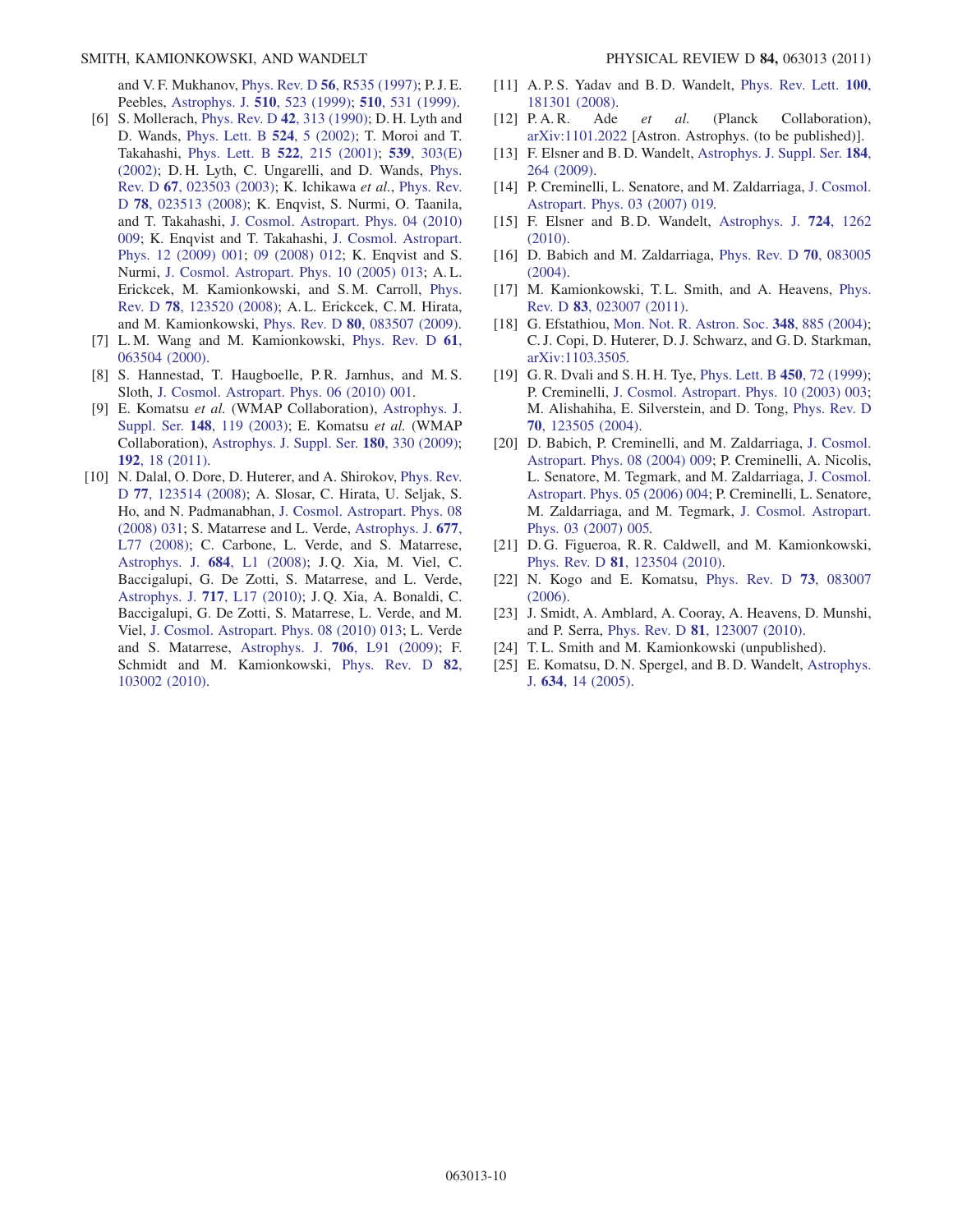and V. F. Mukhanov, Phys. Rev. D **56**, R535 (1997); P. J. E. Peebles, Astrophys. J. **510**, 523 (1999); **510**, 531 (1999).

[6] S. Mollerach, Phys. Rev. D **42**, 313 (1990); D. H. Lyth and D. Wands, Phys. Lett. B **524**, 5 (2002); T. Moroi and T. Takahashi, Phys. Lett. B **522**, 215 (2001); **539**, 303(E) (2002); D. H. Lyth, C. Ungarelli, and D. Wands, Phys. Rev. D **67**, 023503 (2003); K. Ichikawa *et al.*, Phys. Rev. D **78**, 023513 (2008); K. Enqvist, S. Nurmi, O. Taanila, and T. Takahashi, J. Cosmol. Astropart. Phys. 04 (2010) 009; K. Enqvist and T. Takahashi, J. Cosmol. Astropart. Phys. 12 (2009) 001; 09 (2008) 012; K. Enqvist and S. Nurmi, J. Cosmol. Astropart. Phys. 10 (2005) 013; A. L. Erickcek, M. Kamionkowski, and S. M. Carroll, Phys. Rev. D **78**, 123520 (2008); A. L. Erickcek, C. M. Hirata, and M. Kamionkowski, Phys. Rev. D **80**, 083507 (2009).

[7] L. M. Wang and M. Kamionkowski, Phys. Rev. D **61**, 063504 (2000).

[8] S. Hannestad, T. Haugboelle, P. R. Jarnhus, and M. S. Sloth, J. Cosmol. Astropart. Phys. 06 (2010) 001.

[9] E. Komatsu *et al.* (WMAP Collaboration), Astrophys. J. Suppl. Ser. **148**, 119 (2003); E. Komatsu *et al.* (WMAP Collaboration), Astrophys. J. Suppl. Ser. **180**, 330 (2009); **192**, 18 (2011).

[10] N. Dalal, O. Dore, D. Huterer, and A. Shirokov, Phys. Rev. D **77**, 123514 (2008); A. Slosar, C. Hirata, U. Seljak, S. Ho, and N. Padmanabhan, J. Cosmol. Astropart. Phys. 08 (2008) 031; S. Matarrese and L. Verde, Astrophys. J. **677**, L77 (2008); C. Carbone, L. Verde, and S. Matarrese, Astrophys. J. **684**, L1 (2008); J. Q. Xia, M. Viel, C. Baccigalupi, G. De Zotti, S. Matarrese, and L. Verde, Astrophys. J. **717**, L17 (2010); J. Q. Xia, A. Bonaldi, C. Baccigalupi, G. De Zotti, S. Matarrese, L. Verde, and M. Viel, J. Cosmol. Astropart. Phys. 08 (2010) 013; L. Verde and S. Matarrese, Astrophys. J. **706**, L91 (2009); F. Schmidt and M. Kamionkowski, Phys. Rev. D **82**, 103002 (2010).

[11] A. P. S. Yadav and B. D. Wandelt, Phys. Rev. Lett. **100**, 181301 (2008).

[12] P. A. R. Ade *et al.* (Planck Collaboration), arXiv:1101.2022 [Astron. Astrophys. (to be published)].

[13] F. Elsner and B. D. Wandelt, Astrophys. J. Suppl. Ser. **184**, 264 (2009).

[14] P. Creminelli, L. Senatore, and M. Zaldarriaga, J. Cosmol. Astropart. Phys. 03 (2007) 019.

[15] F. Elsner and B. D. Wandelt, Astrophys. J. **724**, 1262 (2010).

[16] D. Babich and M. Zaldarriaga, Phys. Rev. D **70**, 083005 (2004).

[17] M. Kamionkowski, T. L. Smith, and A. Heavens, Phys. Rev. D **83**, 023007 (2011).

[18] G. Efstathiou, Mon. Not. R. Astron. Soc. **348**, 885 (2004); C. J. Copi, D. Huterer, D. J. Schwarz, and G. D. Starkman, arXiv:1103.3505.

[19] G. R. Dvali and S. H. H. Tye, Phys. Lett. B **450**, 72 (1999); P. Creminelli, J. Cosmol. Astropart. Phys. 10 (2003) 003; M. Alishahiha, E. Silverstein, and D. Tong, Phys. Rev. D **70**, 123505 (2004).

[20] D. Babich, P. Creminelli, and M. Zaldarriaga, J. Cosmol. Astropart. Phys. 08 (2004) 009; P. Creminelli, A. Nicolis, L. Senatore, M. Tegmark, and M. Zaldarriaga, J. Cosmol. Astropart. Phys. 05 (2006) 004; P. Creminelli, L. Senatore, M. Zaldarriaga, and M. Tegmark, J. Cosmol. Astropart. Phys. 03 (2007) 005.

[21] D. G. Figueroa, R. R. Caldwell, and M. Kamionkowski, Phys. Rev. D **81**, 123504 (2010).

[22] N. Kogo and E. Komatsu, Phys. Rev. D **73**, 083007 (2006).

[23] J. Smidt, A. Amblard, A. Cooray, A. Heavens, D. Munshi, and P. Serra, Phys. Rev. D **81**, 123007 (2010).

[24] T. L. Smith and M. Kamionkowski (unpublished).

[25] E. Komatsu, D. N. Spergel, and B. D. Wandelt, Astrophys. J. **634**, 14 (2005).